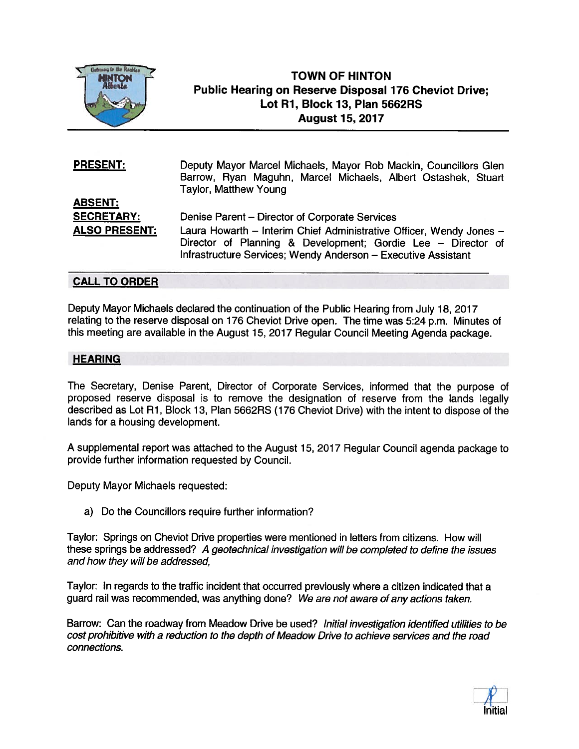# TOWN OF HINTON
## Public Hearing on Reserve Disposal 176 Cheviot Drive; Lot R1, Block 13, Plan 5662RS
## August 15, 2017

**PRESENT:** Deputy Mayor Marcel Michaels, Mayor Rob Mackin, Councillors Glen Barrow, Ryan Maguhn, Marcel Michaels, Albert Ostashek, Stuart Taylor, Matthew Young

**ABSENT:**

**SECRETARY:** Denise Parent – Director of Corporate Services

**ALSO PRESENT:** Laura Howarth – Interim Chief Administrative Officer, Wendy Jones – Director of Planning & Development; Gordie Lee – Director of Infrastructure Services; Wendy Anderson – Executive Assistant

### CALL TO ORDER

Deputy Mayor Michaels declared the continuation of the Public Hearing from July 18, 2017 relating to the reserve disposal on 176 Cheviot Drive open. The time was 5:24 p.m. Minutes of this meeting are available in the August 15, 2017 Regular Council Meeting Agenda package.

### HEARING

The Secretary, Denise Parent, Director of Corporate Services, informed that the purpose of proposed reserve disposal is to remove the designation of reserve from the lands legally described as Lot R1, Block 13, Plan 5662RS (176 Cheviot Drive) with the intent to dispose of the lands for a housing development.

A supplemental report was attached to the August 15, 2017 Regular Council agenda package to provide further information requested by Council.

Deputy Mayor Michaels requested:

a) Do the Councillors require further information?

Taylor: Springs on Cheviot Drive properties were mentioned in letters from citizens. How will these springs be addressed? *A geotechnical investigation will be completed to define the issues and how they will be addressed,*

Taylor: In regards to the traffic incident that occurred previously where a citizen indicated that a guard rail was recommended, was anything done? *We are not aware of any actions taken.*

Barrow: Can the roadway from Meadow Drive be used? *Initial investigation identified utilities to be cost prohibitive with a reduction to the depth of Meadow Drive to achieve services and the road connections.*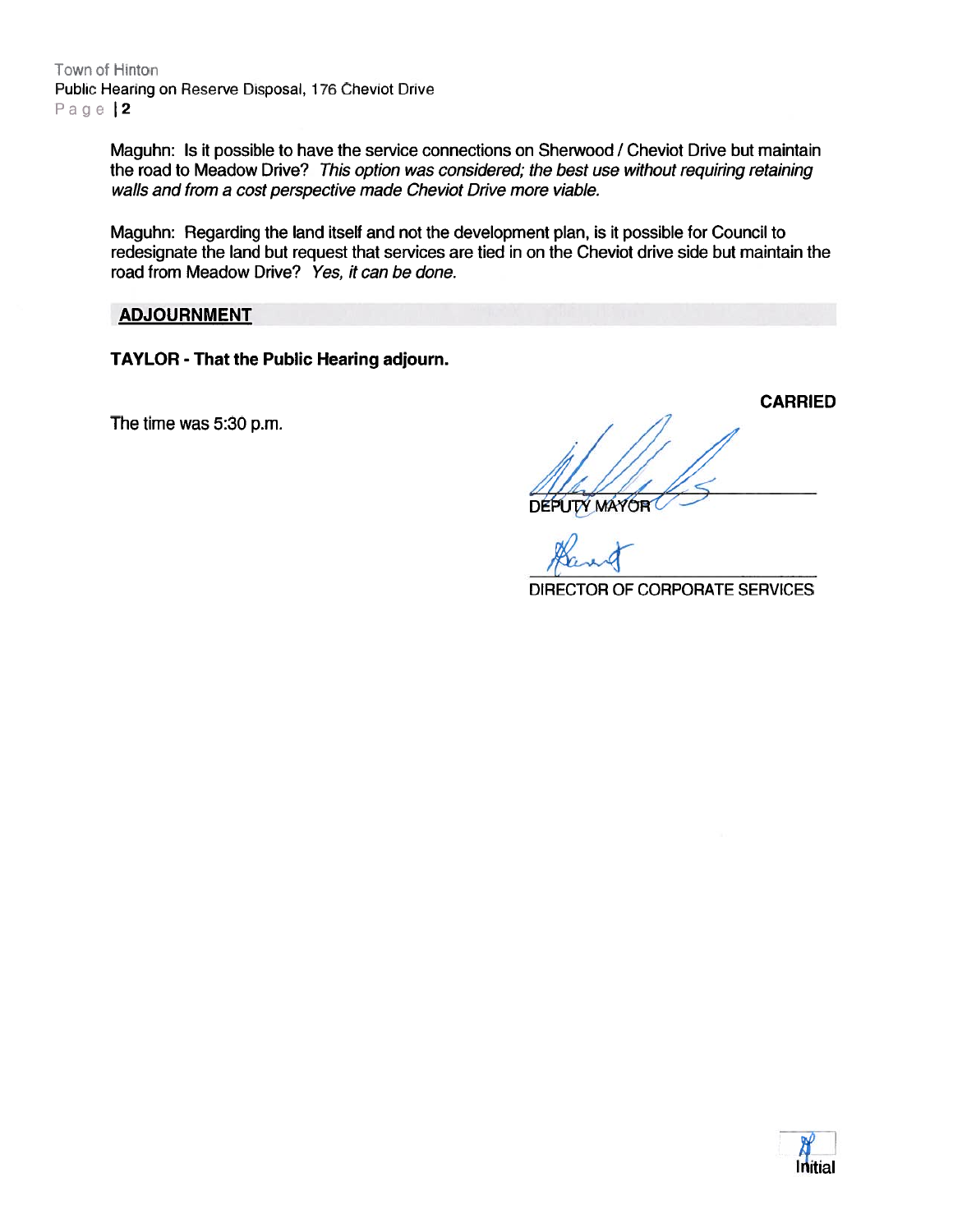Maguhn: Is it possible to have the service connections on Sherwood / Cheviot Drive but maintain the road to Meadow Drive? *This option was considered; the best use without requiring retaining walls and from a cost perspective made Cheviot Drive more viable.*

Maguhn: Regarding the land itself and not the development plan, is it possible for Council to redesignate the land but request that services are tied in on the Cheviot drive side but maintain the road from Meadow Drive? *Yes, it can be done.*

## ADJOURNMENT

**TAYLOR - That the Public Hearing adjourn.**

**CARRIED**

The time was 5:30 p.m.

DEPUTY MAYOR

DIRECTOR OF CORPORATE SERVICES

Initial